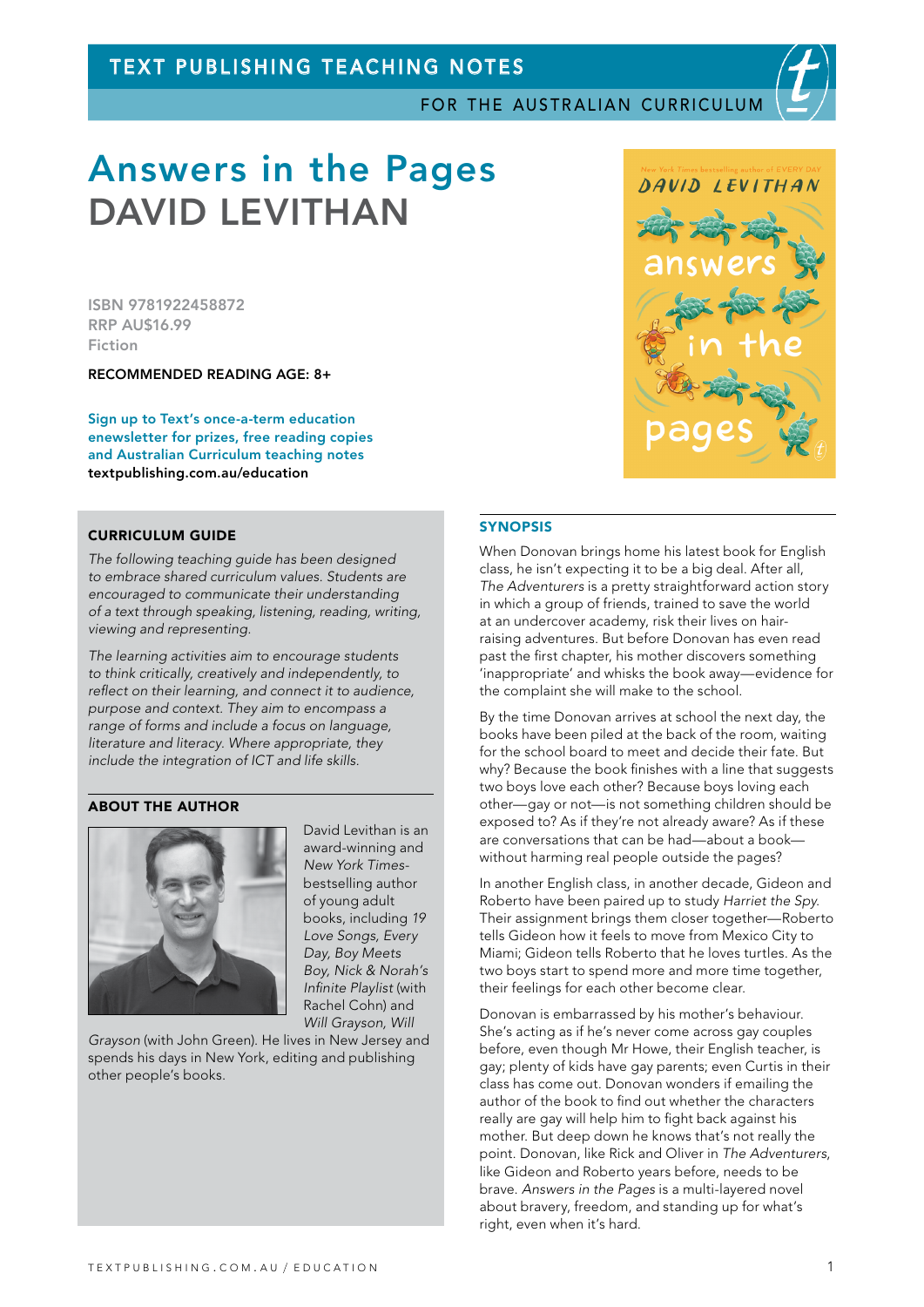TEXT PUBLISHING TEACHING NOTES

FOR THE AUSTRALIAN CURRICULUM

# Answers in the Pages
# DAVID LEVITHAN

ISBN 9781922458872
RRP AU$16.99
Fiction

**RECOMMENDED READING AGE: 8+**

Sign up to Text's once-a-term education enewsletter for prizes, free reading copies and Australian Curriculum teaching notes
**textpublishing.com.au/education**

### CURRICULUM GUIDE

*The following teaching guide has been designed to embrace shared curriculum values. Students are encouraged to communicate their understanding of a text through speaking, listening, reading, writing, viewing and representing.*

*The learning activities aim to encourage students to think critically, creatively and independently, to reflect on their learning, and connect it to audience, purpose and context. They aim to encompass a range of forms and include a focus on language, literature and literacy. Where appropriate, they include the integration of ICT and life skills.*

### ABOUT THE AUTHOR

David Levithan is an award-winning and *New York Times*-bestselling author of young adult books, including *19 Love Songs*, *Every Day*, *Boy Meets Boy*, *Nick & Norah's Infinite Playlist* (with Rachel Cohn) and *Will Grayson, Will Grayson* (with John Green). He lives in New Jersey and spends his days in New York, editing and publishing other people's books.

### SYNOPSIS

When Donovan brings home his latest book for English class, he isn't expecting it to be a big deal. After all, *The Adventurers* is a pretty straightforward action story in which a group of friends, trained to save the world at an undercover academy, risk their lives on hair-raising adventures. But before Donovan has even read past the first chapter, his mother discovers something 'inappropriate' and whisks the book away—evidence for the complaint she will make to the school.

By the time Donovan arrives at school the next day, the books have been piled at the back of the room, waiting for the school board to meet and decide their fate. But why? Because the book finishes with a line that suggests two boys love each other? Because boys loving each other—gay or not—is not something children should be exposed to? As if they're not already aware? As if these are conversations that can be had—about a book—without harming real people outside the pages?

In another English class, in another decade, Gideon and Roberto have been paired up to study *Harriet the Spy*. Their assignment brings them closer together—Roberto tells Gideon how it feels to move from Mexico City to Miami; Gideon tells Roberto that he loves turtles. As the two boys start to spend more and more time together, their feelings for each other become clear.

Donovan is embarrassed by his mother's behaviour. She's acting as if he's never come across gay couples before, even though Mr Howe, their English teacher, is gay; plenty of kids have gay parents; even Curtis in their class has come out. Donovan wonders if emailing the author of the book to find out whether the characters really are gay will help him to fight back against his mother. But deep down he knows that's not really the point. Donovan, like Rick and Oliver in *The Adventurers*, like Gideon and Roberto years before, needs to be brave. *Answers in the Pages* is a multi-layered novel about bravery, freedom, and standing up for what's right, even when it's hard.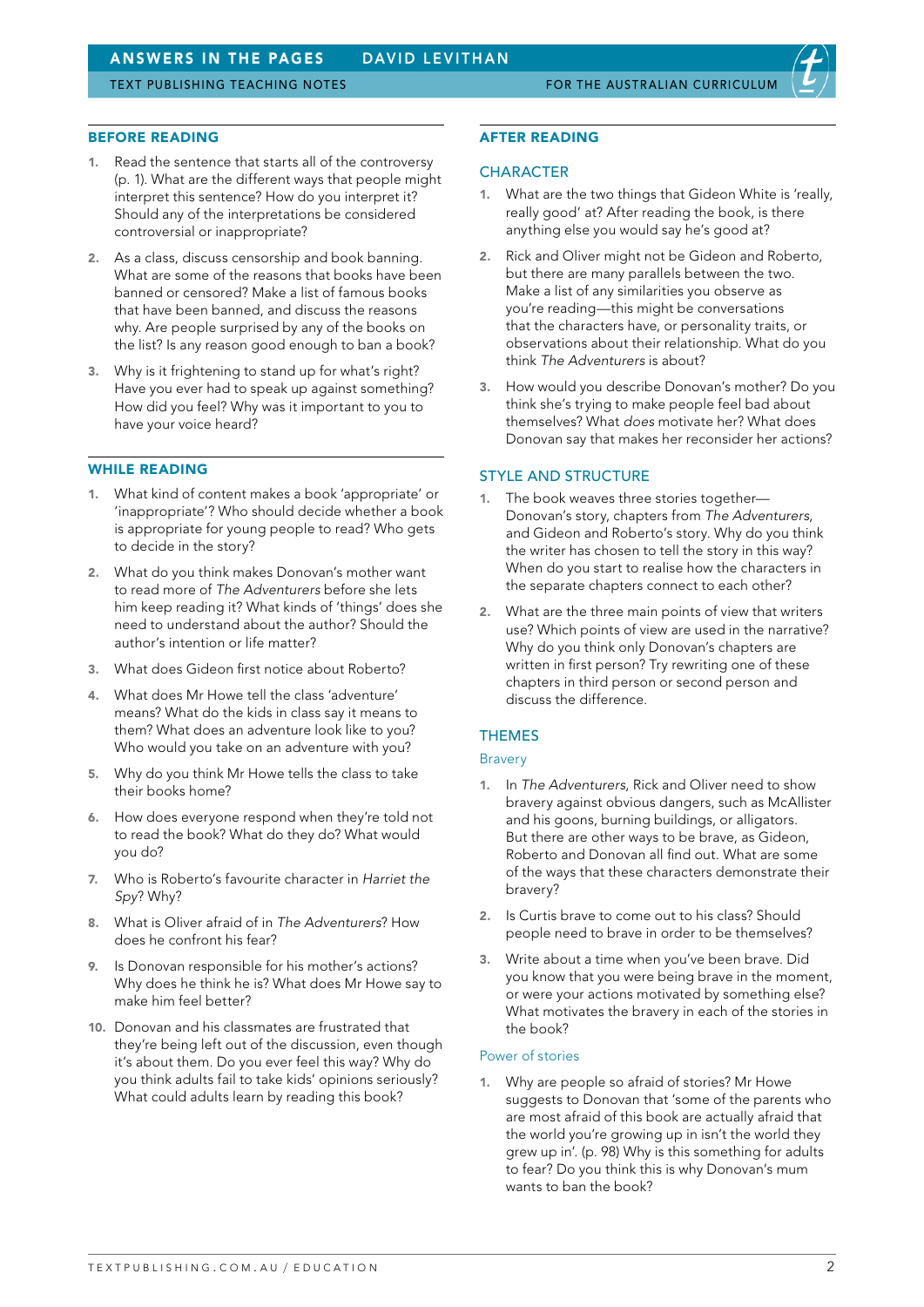## BEFORE READING

1. Read the sentence that starts all of the controversy (p. 1). What are the different ways that people might interpret this sentence? How do you interpret it? Should any of the interpretations be considered controversial or inappropriate?
2. As a class, discuss censorship and book banning. What are some of the reasons that books have been banned or censored? Make a list of famous books that have been banned, and discuss the reasons why. Are people surprised by any of the books on the list? Is any reason good enough to ban a book?
3. Why is it frightening to stand up for what's right? Have you ever had to speak up against something? How did you feel? Why was it important to you to have your voice heard?

## WHILE READING

1. What kind of content makes a book 'appropriate' or 'inappropriate'? Who should decide whether a book is appropriate for young people to read? Who gets to decide in the story?
2. What do you think makes Donovan's mother want to read more of *The Adventurers* before she lets him keep reading it? What kinds of 'things' does she need to understand about the author? Should the author's intention or life matter?
3. What does Gideon first notice about Roberto?
4. What does Mr Howe tell the class 'adventure' means? What do the kids in class say it means to them? What does an adventure look like to you? Who would you take on an adventure with you?
5. Why do you think Mr Howe tells the class to take their books home?
6. How does everyone respond when they're told not to read the book? What do they do? What would you do?
7. Who is Roberto's favourite character in *Harriet the Spy*? Why?
8. What is Oliver afraid of in *The Adventurers*? How does he confront his fear?
9. Is Donovan responsible for his mother's actions? Why does he think he is? What does Mr Howe say to make him feel better?
10. Donovan and his classmates are frustrated that they're being left out of the discussion, even though it's about them. Do you ever feel this way? Why do you think adults fail to take kids' opinions seriously? What could adults learn by reading this book?

## AFTER READING

### CHARACTER

1. What are the two things that Gideon White is 'really, really good' at? After reading the book, is there anything else you would say he's good at?
2. Rick and Oliver might not be Gideon and Roberto, but there are many parallels between the two. Make a list of any similarities you observe as you're reading—this might be conversations that the characters have, or personality traits, or observations about their relationship. What do you think *The Adventurers* is about?
3. How would you describe Donovan's mother? Do you think she's trying to make people feel bad about themselves? What *does* motivate her? What does Donovan say that makes her reconsider her actions?

### STYLE AND STRUCTURE

1. The book weaves three stories together—Donovan's story, chapters from *The Adventurers*, and Gideon and Roberto's story. Why do you think the writer has chosen to tell the story in this way? When do you start to realise how the characters in the separate chapters connect to each other?
2. What are the three main points of view that writers use? Which points of view are used in the narrative? Why do you think only Donovan's chapters are written in first person? Try rewriting one of these chapters in third person or second person and discuss the difference.

### THEMES

#### Bravery

1. In *The Adventurers*, Rick and Oliver need to show bravery against obvious dangers, such as McAllister and his goons, burning buildings, or alligators. But there are other ways to be brave, as Gideon, Roberto and Donovan all find out. What are some of the ways that these characters demonstrate their bravery?
2. Is Curtis brave to come out to his class? Should people need to brave in order to be themselves?
3. Write about a time when you've been brave. Did you know that you were being brave in the moment, or were your actions motivated by something else? What motivates the bravery in each of the stories in the book?

#### Power of stories

1. Why are people so afraid of stories? Mr Howe suggests to Donovan that 'some of the parents who are most afraid of this book are actually afraid that the world you're growing up in isn't the world they grew up in'. (p. 98) Why is this something for adults to fear? Do you think this is why Donovan's mum wants to ban the book?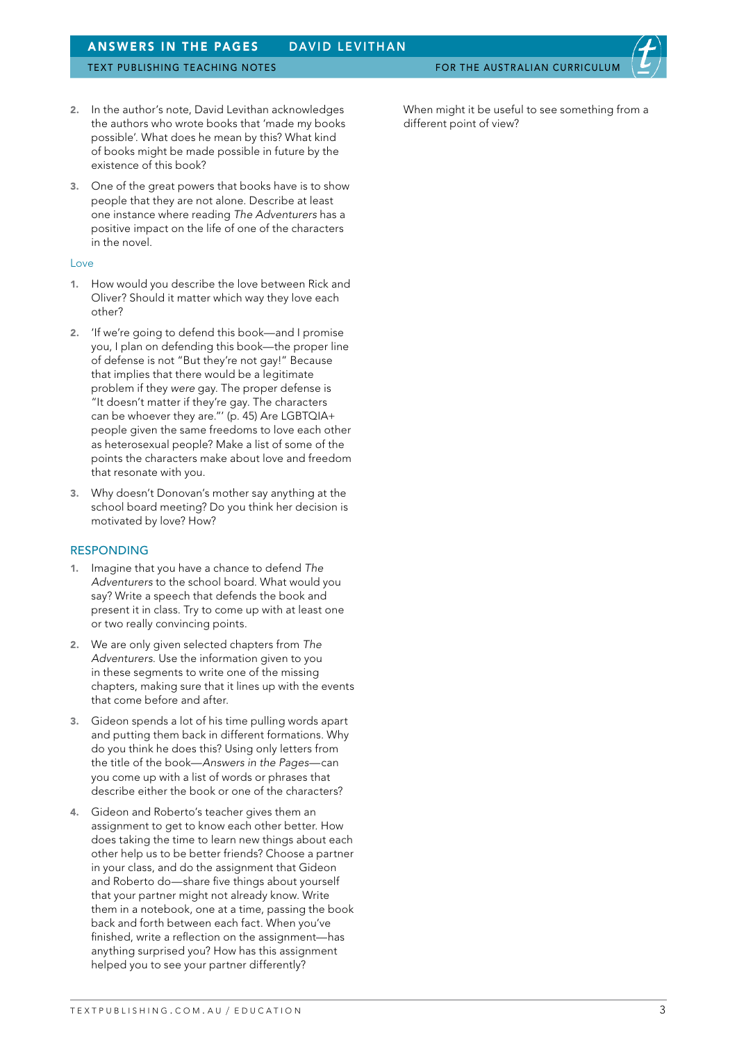2. In the author's note, David Levithan acknowledges the authors who wrote books that 'made my books possible'. What does he mean by this? What kind of books might be made possible in future by the existence of this book?

3. One of the great powers that books have is to show people that they are not alone. Describe at least one instance where reading *The Adventurers* has a positive impact on the life of one of the characters in the novel.

### Love

1. How would you describe the love between Rick and Oliver? Should it matter which way they love each other?

2. 'If we're going to defend this book—and I promise you, I plan on defending this book—the proper line of defense is not "But they're not gay!" Because that implies that there would be a legitimate problem if they *were* gay. The proper defense is "It doesn't matter if they're gay. The characters can be whoever they are."' (p. 45) Are LGBTQIA+ people given the same freedoms to love each other as heterosexual people? Make a list of some of the points the characters make about love and freedom that resonate with you.

3. Why doesn't Donovan's mother say anything at the school board meeting? Do you think her decision is motivated by love? How?

## RESPONDING

1. Imagine that you have a chance to defend *The Adventurers* to the school board. What would you say? Write a speech that defends the book and present it in class. Try to come up with at least one or two really convincing points.

2. We are only given selected chapters from *The Adventurers*. Use the information given to you in these segments to write one of the missing chapters, making sure that it lines up with the events that come before and after.

3. Gideon spends a lot of his time pulling words apart and putting them back in different formations. Why do you think he does this? Using only letters from the title of the book—*Answers in the Pages*—can you come up with a list of words or phrases that describe either the book or one of the characters?

4. Gideon and Roberto's teacher gives them an assignment to get to know each other better. How does taking the time to learn new things about each other help us to be better friends? Choose a partner in your class, and do the assignment that Gideon and Roberto do—share five things about yourself that your partner might not already know. Write them in a notebook, one at a time, passing the book back and forth between each fact. When you've finished, write a reflection on the assignment—has anything surprised you? How has this assignment helped you to see your partner differently? When might it be useful to see something from a different point of view?